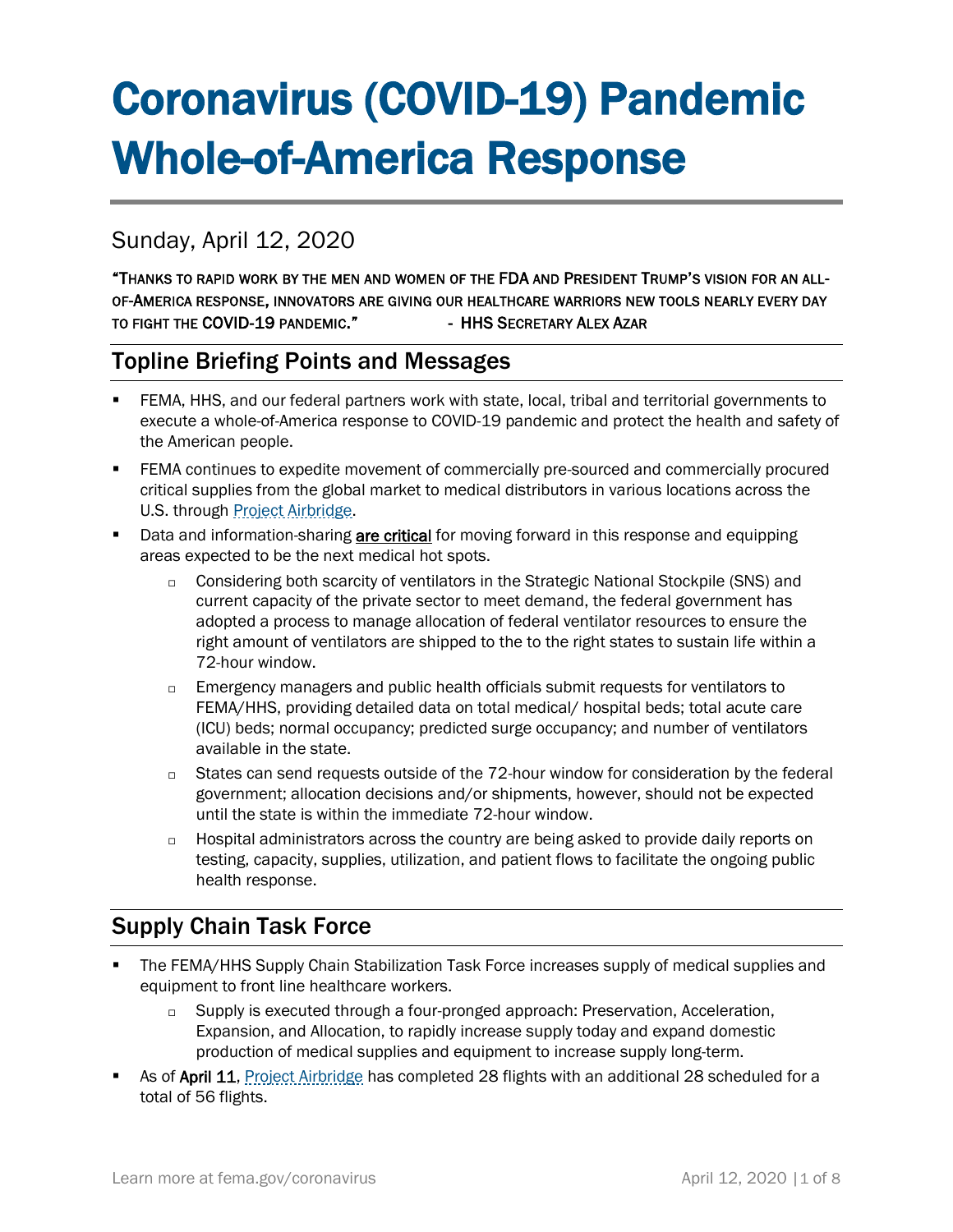# Coronavirus (COVID-19) Pandemic Whole-of-America Response

## Sunday, April 12, 2020

"THANKS TO RAPID WORK BY THE MEN AND WOMEN OF THE FDA AND PRESIDENT TRUMP'S VISION FOR AN ALL-OF-AMERICA RESPONSE, INNOVATORS ARE GIVING OUR HEALTHCARE WARRIORS NEW TOOLS NEARLY EVERY DAY TO FIGHT THE COVID-19 PANDEMIC." - HHS SECRETARY ALEX AZAR

## Topline Briefing Points and Messages

- FEMA, HHS, and our federal partners work with state, local, tribal and territorial governments to execute a whole-of-America response to COVID-19 pandemic and protect the health and safety of the American people.
- FEMA continues to expedite movement of commercially pre-sourced and commercially procured critical supplies from the global market to medical distributors in various locations across the U.S. through Project Airbridge.
- Data and information-sharing **are critical** for moving forward in this response and equipping areas expected to be the next medical hot spots.
  - Considering both scarcity of ventilators in the Strategic National Stockpile (SNS) and current capacity of the private sector to meet demand, the federal government has adopted a process to manage allocation of federal ventilator resources to ensure the right amount of ventilators are shipped to the to the right states to sustain life within a 72-hour window.
  - Emergency managers and public health officials submit requests for ventilators to FEMA/HHS, providing detailed data on total medical/ hospital beds; total acute care (ICU) beds; normal occupancy; predicted surge occupancy; and number of ventilators available in the state.
  - States can send requests outside of the 72-hour window for consideration by the federal government; allocation decisions and/or shipments, however, should not be expected until the state is within the immediate 72-hour window.
  - Hospital administrators across the country are being asked to provide daily reports on testing, capacity, supplies, utilization, and patient flows to facilitate the ongoing public health response.

## Supply Chain Task Force

- The FEMA/HHS Supply Chain Stabilization Task Force increases supply of medical supplies and equipment to front line healthcare workers.
  - Supply is executed through a four-pronged approach: Preservation, Acceleration, Expansion, and Allocation, to rapidly increase supply today and expand domestic production of medical supplies and equipment to increase supply long-term.
- As of **April 11**, Project Airbridge has completed 28 flights with an additional 28 scheduled for a total of 56 flights.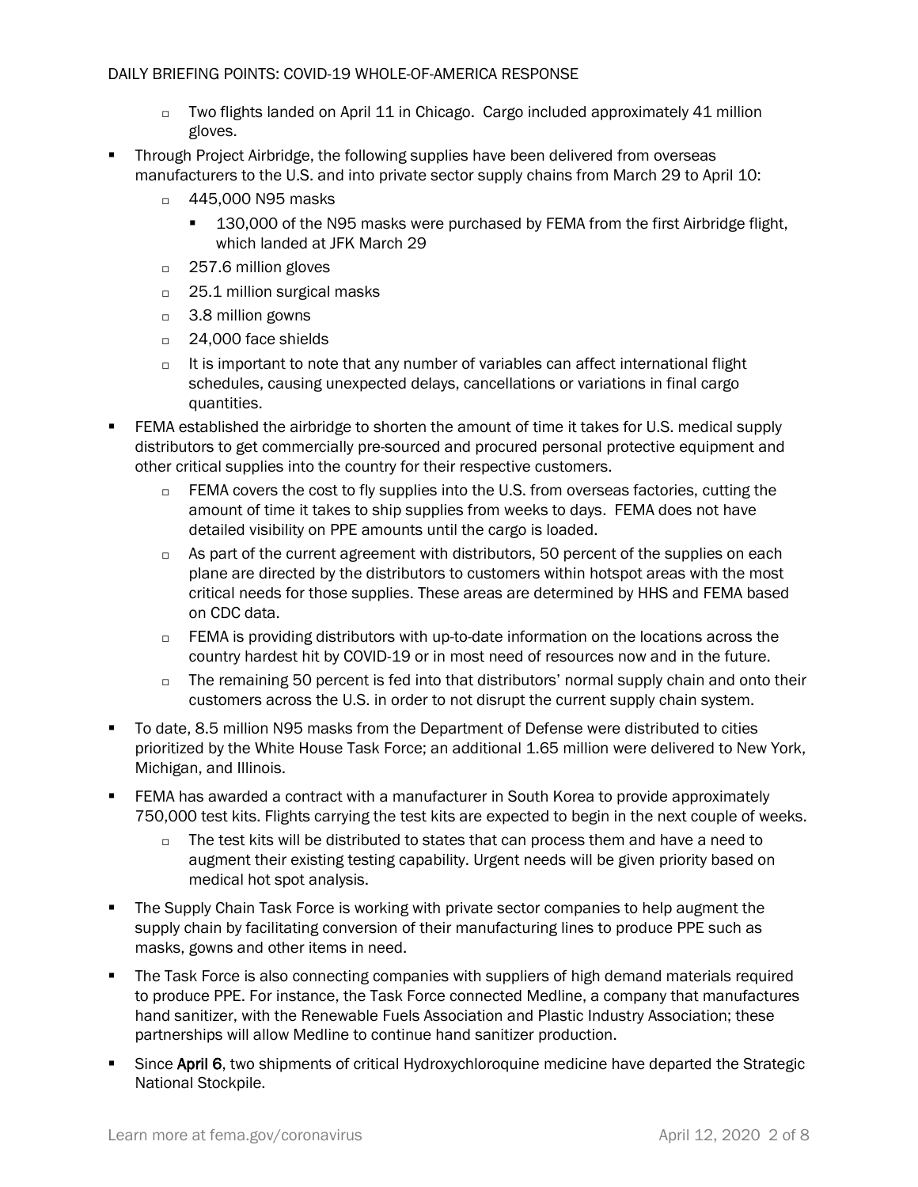- Two flights landed on April 11 in Chicago. Cargo included approximately 41 million gloves.

- Through Project Airbridge, the following supplies have been delivered from overseas manufacturers to the U.S. and into private sector supply chains from March 29 to April 10:
  - 445,000 N95 masks
    - 130,000 of the N95 masks were purchased by FEMA from the first Airbridge flight, which landed at JFK March 29
  - 257.6 million gloves
  - 25.1 million surgical masks
  - 3.8 million gowns
  - 24,000 face shields
  - It is important to note that any number of variables can affect international flight schedules, causing unexpected delays, cancellations or variations in final cargo quantities.

- FEMA established the airbridge to shorten the amount of time it takes for U.S. medical supply distributors to get commercially pre-sourced and procured personal protective equipment and other critical supplies into the country for their respective customers.
  - FEMA covers the cost to fly supplies into the U.S. from overseas factories, cutting the amount of time it takes to ship supplies from weeks to days. FEMA does not have detailed visibility on PPE amounts until the cargo is loaded.
  - As part of the current agreement with distributors, 50 percent of the supplies on each plane are directed by the distributors to customers within hotspot areas with the most critical needs for those supplies. These areas are determined by HHS and FEMA based on CDC data.
  - FEMA is providing distributors with up-to-date information on the locations across the country hardest hit by COVID-19 or in most need of resources now and in the future.
  - The remaining 50 percent is fed into that distributors' normal supply chain and onto their customers across the U.S. in order to not disrupt the current supply chain system.

- To date, 8.5 million N95 masks from the Department of Defense were distributed to cities prioritized by the White House Task Force; an additional 1.65 million were delivered to New York, Michigan, and Illinois.

- FEMA has awarded a contract with a manufacturer in South Korea to provide approximately 750,000 test kits. Flights carrying the test kits are expected to begin in the next couple of weeks.
  - The test kits will be distributed to states that can process them and have a need to augment their existing testing capability. Urgent needs will be given priority based on medical hot spot analysis.

- The Supply Chain Task Force is working with private sector companies to help augment the supply chain by facilitating conversion of their manufacturing lines to produce PPE such as masks, gowns and other items in need.

- The Task Force is also connecting companies with suppliers of high demand materials required to produce PPE. For instance, the Task Force connected Medline, a company that manufactures hand sanitizer, with the Renewable Fuels Association and Plastic Industry Association; these partnerships will allow Medline to continue hand sanitizer production.

- Since April 6, two shipments of critical Hydroxychloroquine medicine have departed the Strategic National Stockpile.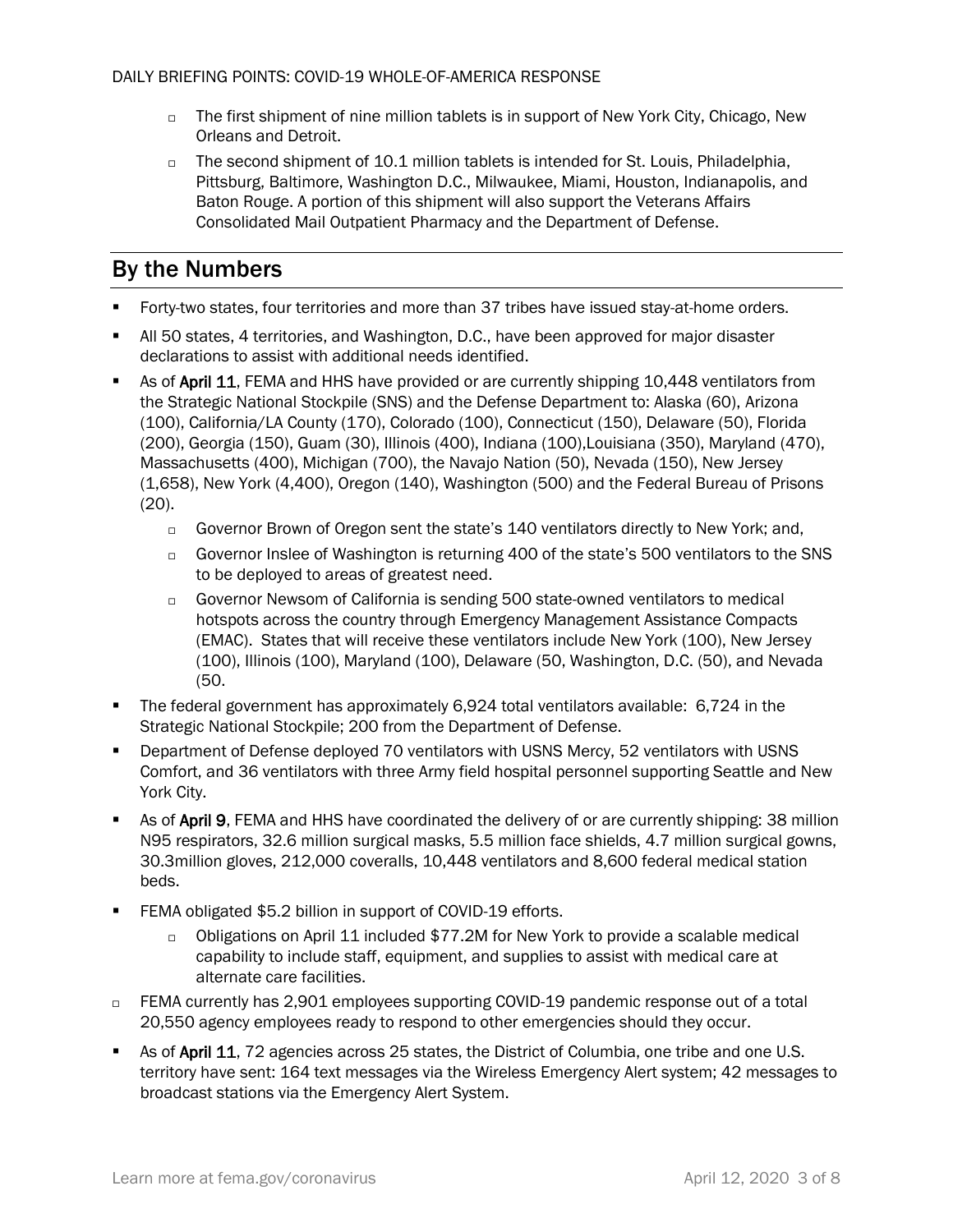- The first shipment of nine million tablets is in support of New York City, Chicago, New Orleans and Detroit.
- The second shipment of 10.1 million tablets is intended for St. Louis, Philadelphia, Pittsburg, Baltimore, Washington D.C., Milwaukee, Miami, Houston, Indianapolis, and Baton Rouge. A portion of this shipment will also support the Veterans Affairs Consolidated Mail Outpatient Pharmacy and the Department of Defense.

## By the Numbers

- Forty-two states, four territories and more than 37 tribes have issued stay-at-home orders.
- All 50 states, 4 territories, and Washington, D.C., have been approved for major disaster declarations to assist with additional needs identified.
- As of **April 11**, FEMA and HHS have provided or are currently shipping 10,448 ventilators from the Strategic National Stockpile (SNS) and the Defense Department to: Alaska (60), Arizona (100), California/LA County (170), Colorado (100), Connecticut (150), Delaware (50), Florida (200), Georgia (150), Guam (30), Illinois (400), Indiana (100),Louisiana (350), Maryland (470), Massachusetts (400), Michigan (700), the Navajo Nation (50), Nevada (150), New Jersey (1,658), New York (4,400), Oregon (140), Washington (500) and the Federal Bureau of Prisons (20).
  - Governor Brown of Oregon sent the state's 140 ventilators directly to New York; and,
  - Governor Inslee of Washington is returning 400 of the state's 500 ventilators to the SNS to be deployed to areas of greatest need.
  - Governor Newsom of California is sending 500 state-owned ventilators to medical hotspots across the country through Emergency Management Assistance Compacts (EMAC). States that will receive these ventilators include New York (100), New Jersey (100), Illinois (100), Maryland (100), Delaware (50, Washington, D.C. (50), and Nevada (50.
- The federal government has approximately 6,924 total ventilators available: 6,724 in the Strategic National Stockpile; 200 from the Department of Defense.
- Department of Defense deployed 70 ventilators with USNS Mercy, 52 ventilators with USNS Comfort, and 36 ventilators with three Army field hospital personnel supporting Seattle and New York City.
- As of **April 9**, FEMA and HHS have coordinated the delivery of or are currently shipping: 38 million N95 respirators, 32.6 million surgical masks, 5.5 million face shields, 4.7 million surgical gowns, 30.3million gloves, 212,000 coveralls, 10,448 ventilators and 8,600 federal medical station beds.
- FEMA obligated $5.2 billion in support of COVID-19 efforts.
  - Obligations on April 11 included $77.2M for New York to provide a scalable medical capability to include staff, equipment, and supplies to assist with medical care at alternate care facilities.
- FEMA currently has 2,901 employees supporting COVID-19 pandemic response out of a total 20,550 agency employees ready to respond to other emergencies should they occur.
- As of **April 11**, 72 agencies across 25 states, the District of Columbia, one tribe and one U.S. territory have sent: 164 text messages via the Wireless Emergency Alert system; 42 messages to broadcast stations via the Emergency Alert System.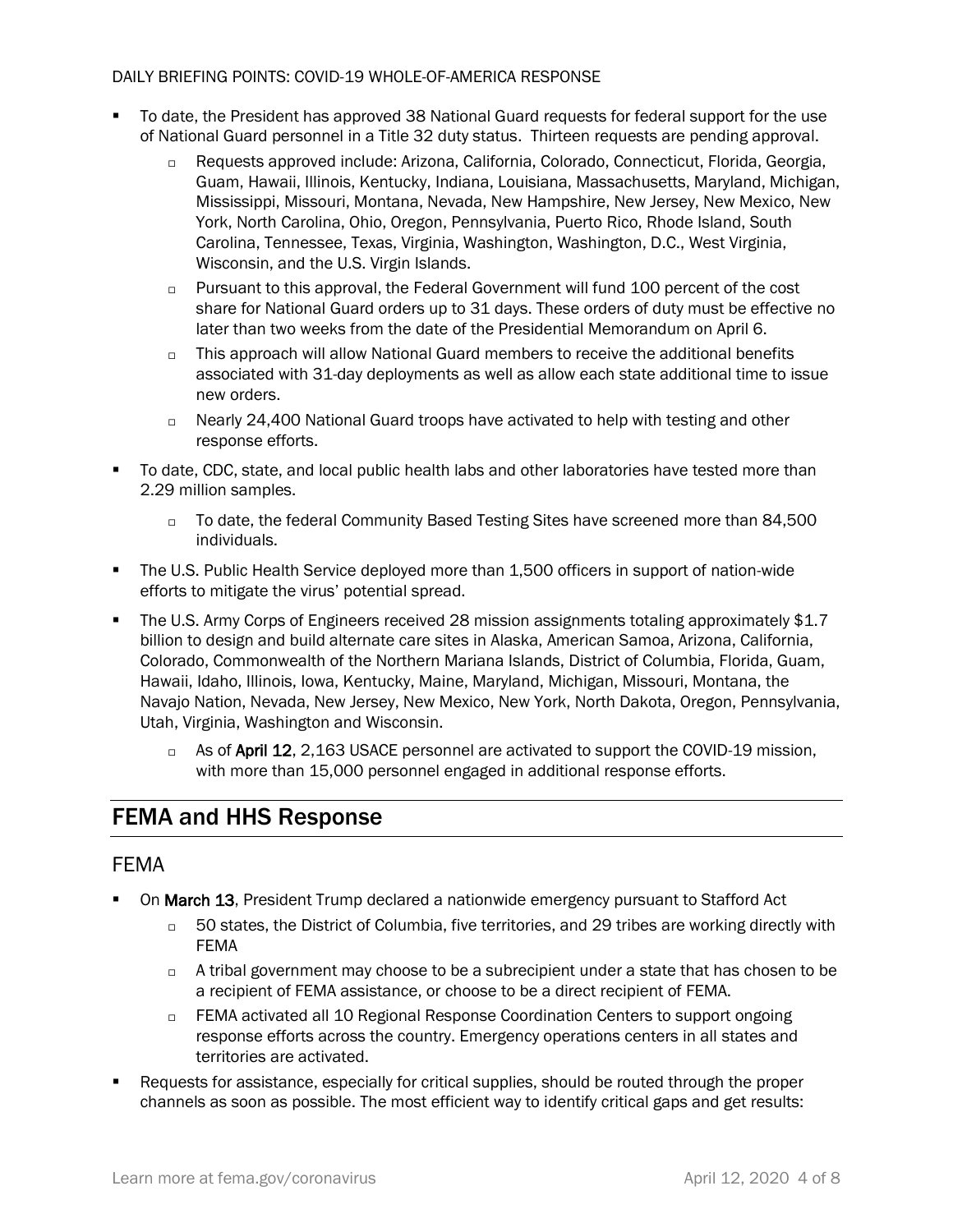- To date, the President has approved 38 National Guard requests for federal support for the use of National Guard personnel in a Title 32 duty status. Thirteen requests are pending approval.
  - Requests approved include: Arizona, California, Colorado, Connecticut, Florida, Georgia, Guam, Hawaii, Illinois, Kentucky, Indiana, Louisiana, Massachusetts, Maryland, Michigan, Mississippi, Missouri, Montana, Nevada, New Hampshire, New Jersey, New Mexico, New York, North Carolina, Ohio, Oregon, Pennsylvania, Puerto Rico, Rhode Island, South Carolina, Tennessee, Texas, Virginia, Washington, Washington, D.C., West Virginia, Wisconsin, and the U.S. Virgin Islands.
  - Pursuant to this approval, the Federal Government will fund 100 percent of the cost share for National Guard orders up to 31 days. These orders of duty must be effective no later than two weeks from the date of the Presidential Memorandum on April 6.
  - This approach will allow National Guard members to receive the additional benefits associated with 31-day deployments as well as allow each state additional time to issue new orders.
  - Nearly 24,400 National Guard troops have activated to help with testing and other response efforts.
- To date, CDC, state, and local public health labs and other laboratories have tested more than 2.29 million samples.
  - To date, the federal Community Based Testing Sites have screened more than 84,500 individuals.
- The U.S. Public Health Service deployed more than 1,500 officers in support of nation-wide efforts to mitigate the virus' potential spread.
- The U.S. Army Corps of Engineers received 28 mission assignments totaling approximately $1.7 billion to design and build alternate care sites in Alaska, American Samoa, Arizona, California, Colorado, Commonwealth of the Northern Mariana Islands, District of Columbia, Florida, Guam, Hawaii, Idaho, Illinois, Iowa, Kentucky, Maine, Maryland, Michigan, Missouri, Montana, the Navajo Nation, Nevada, New Jersey, New Mexico, New York, North Dakota, Oregon, Pennsylvania, Utah, Virginia, Washington and Wisconsin.
  - As of **April 12**, 2,163 USACE personnel are activated to support the COVID-19 mission, with more than 15,000 personnel engaged in additional response efforts.

## FEMA and HHS Response

### FEMA

- On **March 13**, President Trump declared a nationwide emergency pursuant to Stafford Act
  - 50 states, the District of Columbia, five territories, and 29 tribes are working directly with FEMA
  - A tribal government may choose to be a subrecipient under a state that has chosen to be a recipient of FEMA assistance, or choose to be a direct recipient of FEMA.
  - FEMA activated all 10 Regional Response Coordination Centers to support ongoing response efforts across the country. Emergency operations centers in all states and territories are activated.
- Requests for assistance, especially for critical supplies, should be routed through the proper channels as soon as possible. The most efficient way to identify critical gaps and get results: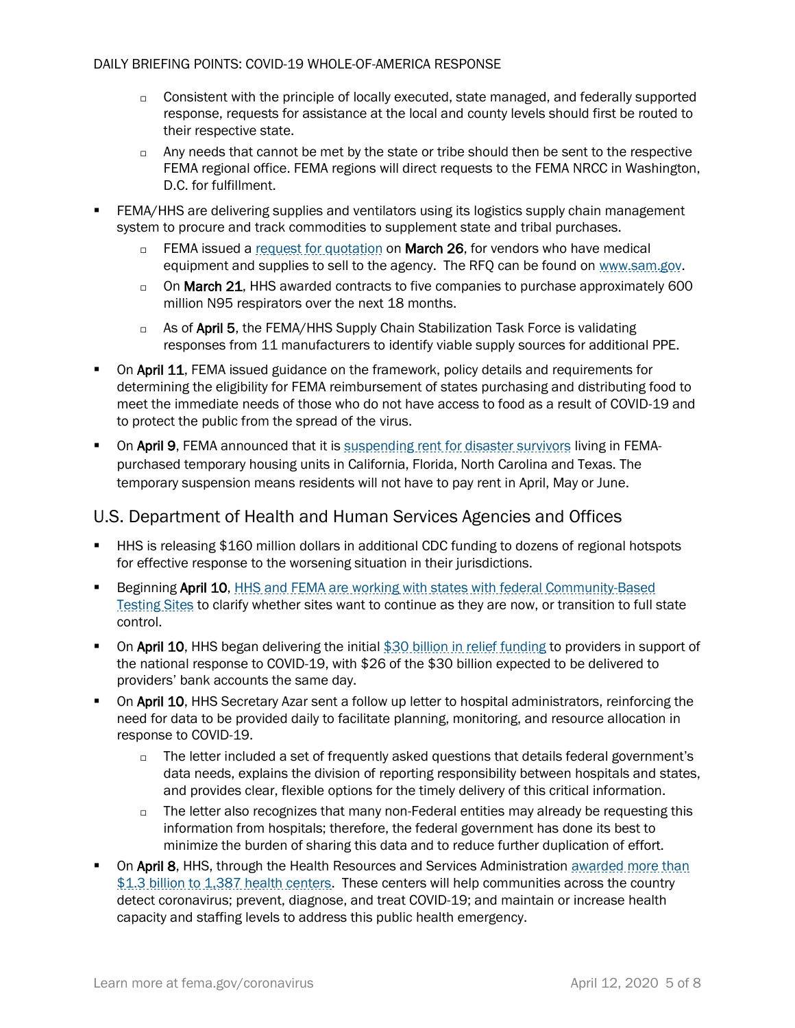- Consistent with the principle of locally executed, state managed, and federally supported response, requests for assistance at the local and county levels should first be routed to their respective state.
- Any needs that cannot be met by the state or tribe should then be sent to the respective FEMA regional office. FEMA regions will direct requests to the FEMA NRCC in Washington, D.C. for fulfillment.

- FEMA/HHS are delivering supplies and ventilators using its logistics supply chain management system to procure and track commodities to supplement state and tribal purchases.
  - FEMA issued a request for quotation on **March 26**, for vendors who have medical equipment and supplies to sell to the agency. The RFQ can be found on www.sam.gov.
  - On **March 21**, HHS awarded contracts to five companies to purchase approximately 600 million N95 respirators over the next 18 months.
  - As of **April 5**, the FEMA/HHS Supply Chain Stabilization Task Force is validating responses from 11 manufacturers to identify viable supply sources for additional PPE.
- On **April 11**, FEMA issued guidance on the framework, policy details and requirements for determining the eligibility for FEMA reimbursement of states purchasing and distributing food to meet the immediate needs of those who do not have access to food as a result of COVID-19 and to protect the public from the spread of the virus.
- On **April 9**, FEMA announced that it is suspending rent for disaster survivors living in FEMA-purchased temporary housing units in California, Florida, North Carolina and Texas. The temporary suspension means residents will not have to pay rent in April, May or June.

## U.S. Department of Health and Human Services Agencies and Offices

- HHS is releasing $160 million dollars in additional CDC funding to dozens of regional hotspots for effective response to the worsening situation in their jurisdictions.
- Beginning **April 10**, HHS and FEMA are working with states with federal Community-Based Testing Sites to clarify whether sites want to continue as they are now, or transition to full state control.
- On **April 10**, HHS began delivering the initial $30 billion in relief funding to providers in support of the national response to COVID-19, with $26 of the $30 billion expected to be delivered to providers' bank accounts the same day.
- On **April 10**, HHS Secretary Azar sent a follow up letter to hospital administrators, reinforcing the need for data to be provided daily to facilitate planning, monitoring, and resource allocation in response to COVID-19.
  - The letter included a set of frequently asked questions that details federal government's data needs, explains the division of reporting responsibility between hospitals and states, and provides clear, flexible options for the timely delivery of this critical information.
  - The letter also recognizes that many non-Federal entities may already be requesting this information from hospitals; therefore, the federal government has done its best to minimize the burden of sharing this data and to reduce further duplication of effort.
- On **April 8**, HHS, through the Health Resources and Services Administration awarded more than $1.3 billion to 1,387 health centers. These centers will help communities across the country detect coronavirus; prevent, diagnose, and treat COVID-19; and maintain or increase health capacity and staffing levels to address this public health emergency.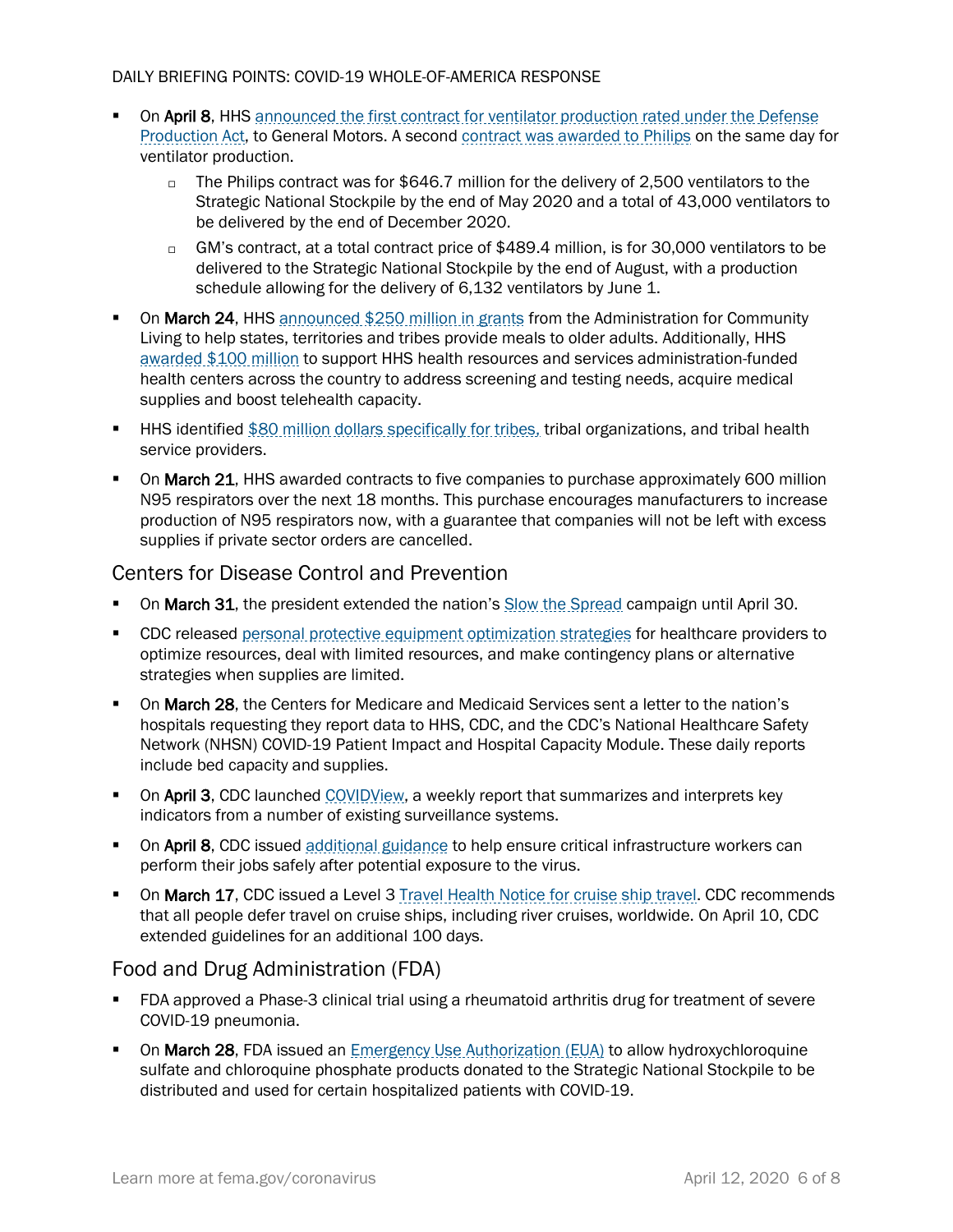- On **April 8**, HHS announced the first contract for ventilator production rated under the Defense Production Act, to General Motors. A second contract was awarded to Philips on the same day for ventilator production.
  - The Philips contract was for $646.7 million for the delivery of 2,500 ventilators to the Strategic National Stockpile by the end of May 2020 and a total of 43,000 ventilators to be delivered by the end of December 2020.
  - GM's contract, at a total contract price of $489.4 million, is for 30,000 ventilators to be delivered to the Strategic National Stockpile by the end of August, with a production schedule allowing for the delivery of 6,132 ventilators by June 1.
- On **March 24**, HHS announced $250 million in grants from the Administration for Community Living to help states, territories and tribes provide meals to older adults. Additionally, HHS awarded $100 million to support HHS health resources and services administration-funded health centers across the country to address screening and testing needs, acquire medical supplies and boost telehealth capacity.
- HHS identified $80 million dollars specifically for tribes, tribal organizations, and tribal health service providers.
- On **March 21**, HHS awarded contracts to five companies to purchase approximately 600 million N95 respirators over the next 18 months. This purchase encourages manufacturers to increase production of N95 respirators now, with a guarantee that companies will not be left with excess supplies if private sector orders are cancelled.

## Centers for Disease Control and Prevention

- On **March 31**, the president extended the nation's Slow the Spread campaign until April 30.
- CDC released personal protective equipment optimization strategies for healthcare providers to optimize resources, deal with limited resources, and make contingency plans or alternative strategies when supplies are limited.
- On **March 28**, the Centers for Medicare and Medicaid Services sent a letter to the nation's hospitals requesting they report data to HHS, CDC, and the CDC's National Healthcare Safety Network (NHSN) COVID-19 Patient Impact and Hospital Capacity Module. These daily reports include bed capacity and supplies.
- On **April 3**, CDC launched COVIDView, a weekly report that summarizes and interprets key indicators from a number of existing surveillance systems.
- On **April 8**, CDC issued additional guidance to help ensure critical infrastructure workers can perform their jobs safely after potential exposure to the virus.
- On **March 17**, CDC issued a Level 3 Travel Health Notice for cruise ship travel. CDC recommends that all people defer travel on cruise ships, including river cruises, worldwide. On April 10, CDC extended guidelines for an additional 100 days.

## Food and Drug Administration (FDA)

- FDA approved a Phase-3 clinical trial using a rheumatoid arthritis drug for treatment of severe COVID-19 pneumonia.
- On **March 28**, FDA issued an Emergency Use Authorization (EUA) to allow hydroxychloroquine sulfate and chloroquine phosphate products donated to the Strategic National Stockpile to be distributed and used for certain hospitalized patients with COVID-19.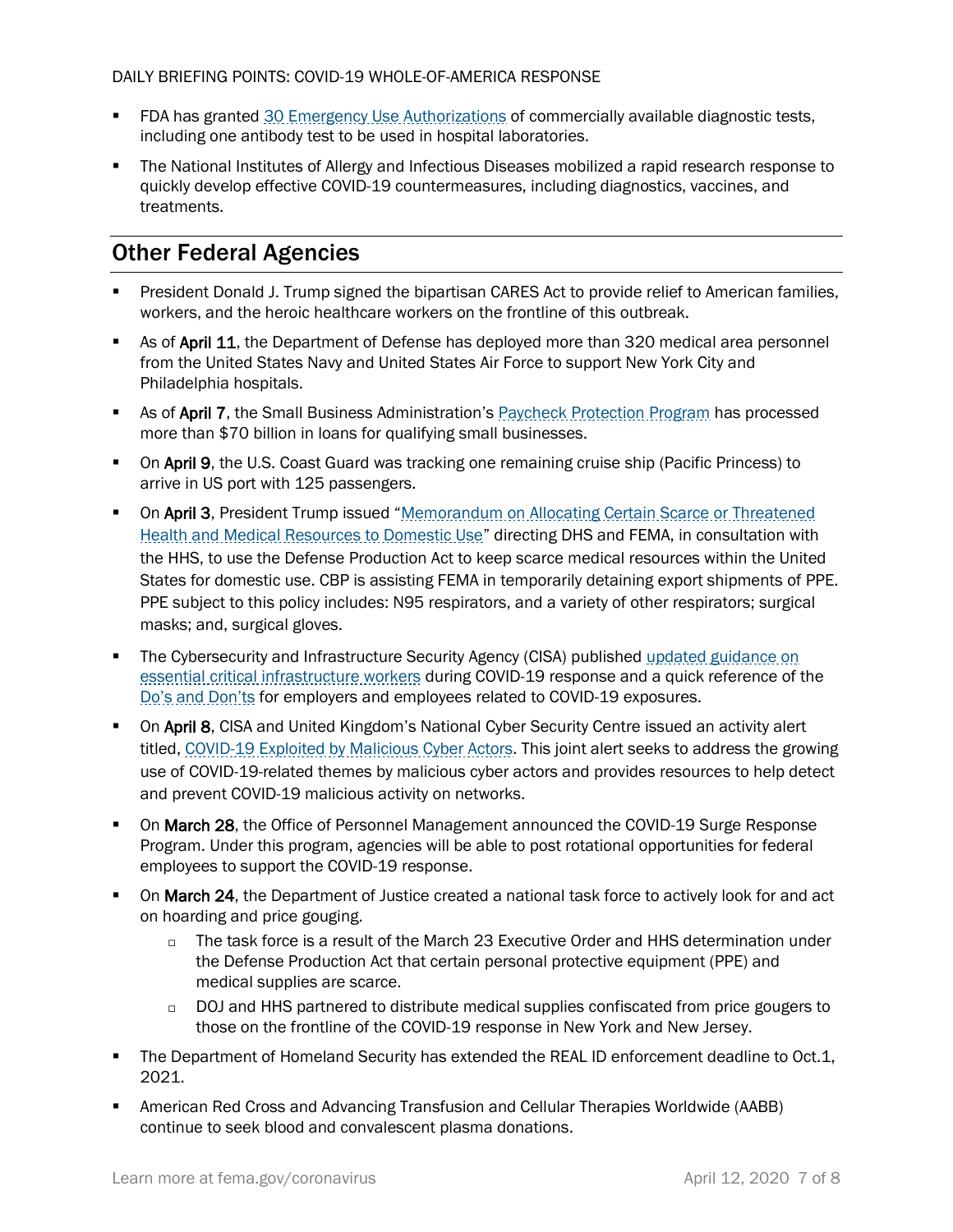- FDA has granted 30 Emergency Use Authorizations of commercially available diagnostic tests, including one antibody test to be used in hospital laboratories.
- The National Institutes of Allergy and Infectious Diseases mobilized a rapid research response to quickly develop effective COVID-19 countermeasures, including diagnostics, vaccines, and treatments.

## Other Federal Agencies

- President Donald J. Trump signed the bipartisan CARES Act to provide relief to American families, workers, and the heroic healthcare workers on the frontline of this outbreak.
- As of **April 11**, the Department of Defense has deployed more than 320 medical area personnel from the United States Navy and United States Air Force to support New York City and Philadelphia hospitals.
- As of **April 7**, the Small Business Administration's Paycheck Protection Program has processed more than $70 billion in loans for qualifying small businesses.
- On **April 9**, the U.S. Coast Guard was tracking one remaining cruise ship (Pacific Princess) to arrive in US port with 125 passengers.
- On **April 3**, President Trump issued "Memorandum on Allocating Certain Scarce or Threatened Health and Medical Resources to Domestic Use" directing DHS and FEMA, in consultation with the HHS, to use the Defense Production Act to keep scarce medical resources within the United States for domestic use. CBP is assisting FEMA in temporarily detaining export shipments of PPE. PPE subject to this policy includes: N95 respirators, and a variety of other respirators; surgical masks; and, surgical gloves.
- The Cybersecurity and Infrastructure Security Agency (CISA) published updated guidance on essential critical infrastructure workers during COVID-19 response and a quick reference of the Do's and Don'ts for employers and employees related to COVID-19 exposures.
- On **April 8**, CISA and United Kingdom's National Cyber Security Centre issued an activity alert titled, COVID-19 Exploited by Malicious Cyber Actors. This joint alert seeks to address the growing use of COVID-19-related themes by malicious cyber actors and provides resources to help detect and prevent COVID-19 malicious activity on networks.
- On **March 28**, the Office of Personnel Management announced the COVID-19 Surge Response Program. Under this program, agencies will be able to post rotational opportunities for federal employees to support the COVID-19 response.
- On **March 24**, the Department of Justice created a national task force to actively look for and act on hoarding and price gouging.
  - The task force is a result of the March 23 Executive Order and HHS determination under the Defense Production Act that certain personal protective equipment (PPE) and medical supplies are scarce.
  - DOJ and HHS partnered to distribute medical supplies confiscated from price gougers to those on the frontline of the COVID-19 response in New York and New Jersey.
- The Department of Homeland Security has extended the REAL ID enforcement deadline to Oct.1, 2021.
- American Red Cross and Advancing Transfusion and Cellular Therapies Worldwide (AABB) continue to seek blood and convalescent plasma donations.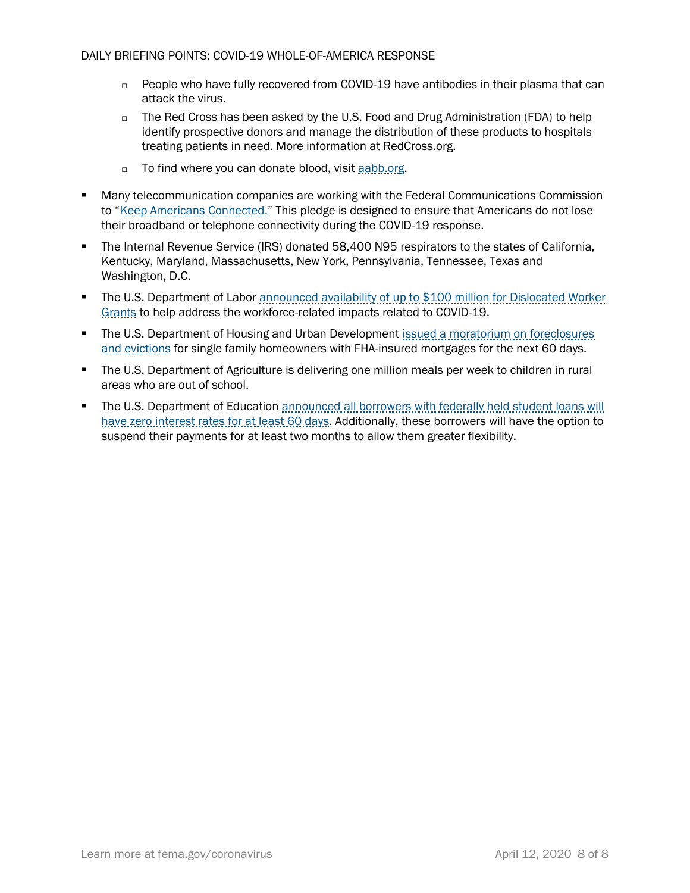- People who have fully recovered from COVID-19 have antibodies in their plasma that can attack the virus.
    - The Red Cross has been asked by the U.S. Food and Drug Administration (FDA) to help identify prospective donors and manage the distribution of these products to hospitals treating patients in need. More information at RedCross.org.
    - To find where you can donate blood, visit aabb.org.

- Many telecommunication companies are working with the Federal Communications Commission to "Keep Americans Connected." This pledge is designed to ensure that Americans do not lose their broadband or telephone connectivity during the COVID-19 response.
- The Internal Revenue Service (IRS) donated 58,400 N95 respirators to the states of California, Kentucky, Maryland, Massachusetts, New York, Pennsylvania, Tennessee, Texas and Washington, D.C.
- The U.S. Department of Labor announced availability of up to $100 million for Dislocated Worker Grants to help address the workforce-related impacts related to COVID-19.
- The U.S. Department of Housing and Urban Development issued a moratorium on foreclosures and evictions for single family homeowners with FHA-insured mortgages for the next 60 days.
- The U.S. Department of Agriculture is delivering one million meals per week to children in rural areas who are out of school.
- The U.S. Department of Education announced all borrowers with federally held student loans will have zero interest rates for at least 60 days. Additionally, these borrowers will have the option to suspend their payments for at least two months to allow them greater flexibility.